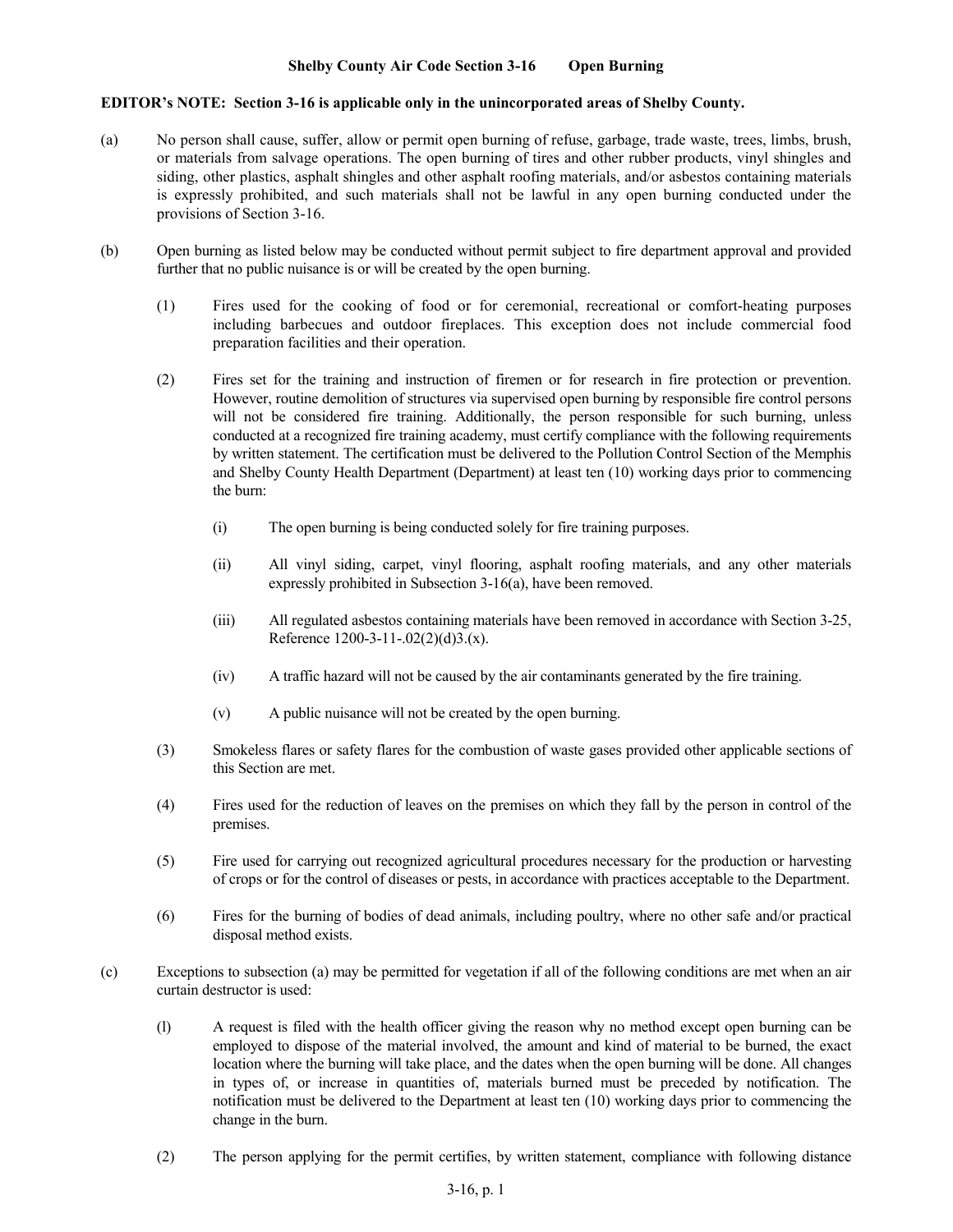**Shelby County Air Code Section 3-16 Open Burning**

**EDITOR's NOTE: Section 3-16 is applicable only in the unincorporated areas of Shelby County.**

(a) No person shall cause, suffer, allow or permit open burning of refuse, garbage, trade waste, trees, limbs, brush, or materials from salvage operations. The open burning of tires and other rubber products, vinyl shingles and siding, other plastics, asphalt shingles and other asphalt roofing materials, and/or asbestos containing materials is expressly prohibited, and such materials shall not be lawful in any open burning conducted under the provisions of Section 3-16.

(b) Open burning as listed below may be conducted without permit subject to fire department approval and provided further that no public nuisance is or will be created by the open burning.

(1) Fires used for the cooking of food or for ceremonial, recreational or comfort-heating purposes including barbecues and outdoor fireplaces. This exception does not include commercial food preparation facilities and their operation.

(2) Fires set for the training and instruction of firemen or for research in fire protection or prevention. However, routine demolition of structures via supervised open burning by responsible fire control persons will not be considered fire training. Additionally, the person responsible for such burning, unless conducted at a recognized fire training academy, must certify compliance with the following requirements by written statement. The certification must be delivered to the Pollution Control Section of the Memphis and Shelby County Health Department (Department) at least ten (10) working days prior to commencing the burn:

(i) The open burning is being conducted solely for fire training purposes.

(ii) All vinyl siding, carpet, vinyl flooring, asphalt roofing materials, and any other materials expressly prohibited in Subsection 3-16(a), have been removed.

(iii) All regulated asbestos containing materials have been removed in accordance with Section 3-25, Reference 1200-3-11-.02(2)(d)3.(x).

(iv) A traffic hazard will not be caused by the air contaminants generated by the fire training.

(v) A public nuisance will not be created by the open burning.

(3) Smokeless flares or safety flares for the combustion of waste gases provided other applicable sections of this Section are met.

(4) Fires used for the reduction of leaves on the premises on which they fall by the person in control of the premises.

(5) Fire used for carrying out recognized agricultural procedures necessary for the production or harvesting of crops or for the control of diseases or pests, in accordance with practices acceptable to the Department.

(6) Fires for the burning of bodies of dead animals, including poultry, where no other safe and/or practical disposal method exists.

(c) Exceptions to subsection (a) may be permitted for vegetation if all of the following conditions are met when an air curtain destructor is used:

(l) A request is filed with the health officer giving the reason why no method except open burning can be employed to dispose of the material involved, the amount and kind of material to be burned, the exact location where the burning will take place, and the dates when the open burning will be done. All changes in types of, or increase in quantities of, materials burned must be preceded by notification. The notification must be delivered to the Department at least ten (10) working days prior to commencing the change in the burn.

(2) The person applying for the permit certifies, by written statement, compliance with following distance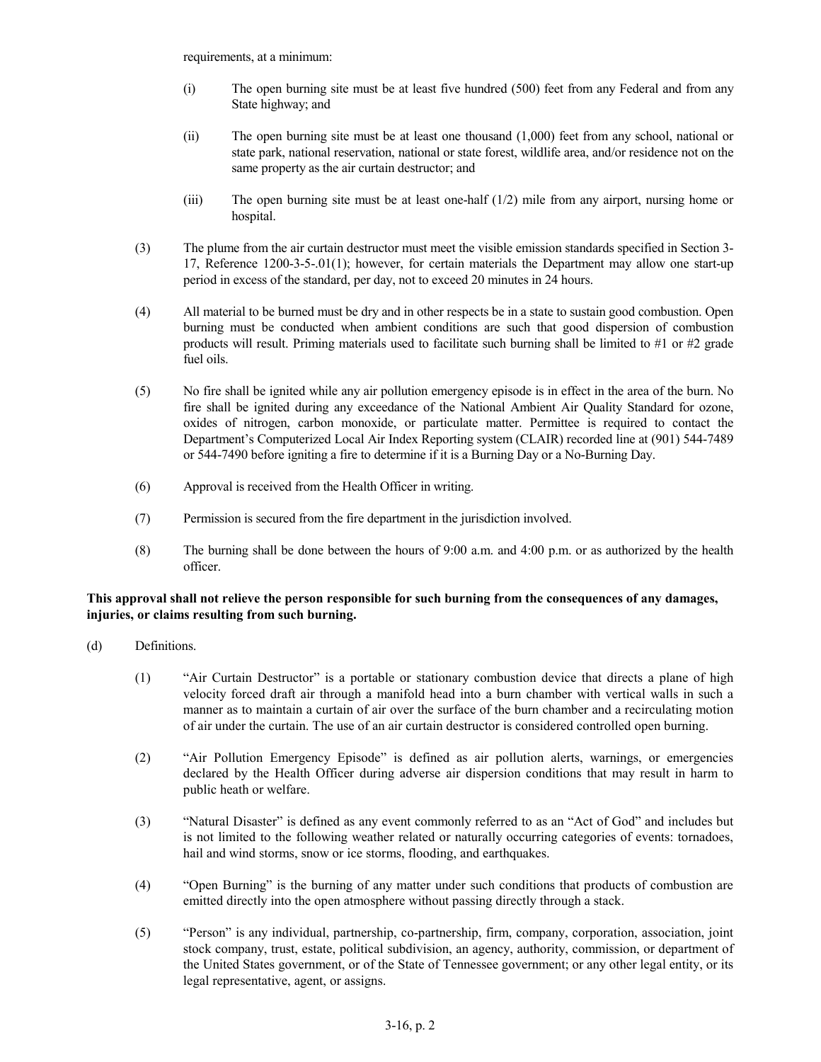requirements, at a minimum:

- (i) The open burning site must be at least five hundred (500) feet from any Federal and from any State highway; and

- (ii) The open burning site must be at least one thousand (1,000) feet from any school, national or state park, national reservation, national or state forest, wildlife area, and/or residence not on the same property as the air curtain destructor; and

- (iii) The open burning site must be at least one-half (1/2) mile from any airport, nursing home or hospital.

(3) The plume from the air curtain destructor must meet the visible emission standards specified in Section 3-17, Reference 1200-3-5-.01(1); however, for certain materials the Department may allow one start-up period in excess of the standard, per day, not to exceed 20 minutes in 24 hours.

(4) All material to be burned must be dry and in other respects be in a state to sustain good combustion. Open burning must be conducted when ambient conditions are such that good dispersion of combustion products will result. Priming materials used to facilitate such burning shall be limited to #1 or #2 grade fuel oils.

(5) No fire shall be ignited while any air pollution emergency episode is in effect in the area of the burn. No fire shall be ignited during any exceedance of the National Ambient Air Quality Standard for ozone, oxides of nitrogen, carbon monoxide, or particulate matter. Permittee is required to contact the Department's Computerized Local Air Index Reporting system (CLAIR) recorded line at (901) 544-7489 or 544-7490 before igniting a fire to determine if it is a Burning Day or a No-Burning Day.

(6) Approval is received from the Health Officer in writing.

(7) Permission is secured from the fire department in the jurisdiction involved.

(8) The burning shall be done between the hours of 9:00 a.m. and 4:00 p.m. or as authorized by the health officer.

**This approval shall not relieve the person responsible for such burning from the consequences of any damages, injuries, or claims resulting from such burning.**

(d) Definitions.

(1) "Air Curtain Destructor" is a portable or stationary combustion device that directs a plane of high velocity forced draft air through a manifold head into a burn chamber with vertical walls in such a manner as to maintain a curtain of air over the surface of the burn chamber and a recirculating motion of air under the curtain. The use of an air curtain destructor is considered controlled open burning.

(2) "Air Pollution Emergency Episode" is defined as air pollution alerts, warnings, or emergencies declared by the Health Officer during adverse air dispersion conditions that may result in harm to public heath or welfare.

(3) "Natural Disaster" is defined as any event commonly referred to as an "Act of God" and includes but is not limited to the following weather related or naturally occurring categories of events: tornadoes, hail and wind storms, snow or ice storms, flooding, and earthquakes.

(4) "Open Burning" is the burning of any matter under such conditions that products of combustion are emitted directly into the open atmosphere without passing directly through a stack.

(5) "Person" is any individual, partnership, co-partnership, firm, company, corporation, association, joint stock company, trust, estate, political subdivision, an agency, authority, commission, or department of the United States government, or of the State of Tennessee government; or any other legal entity, or its legal representative, agent, or assigns.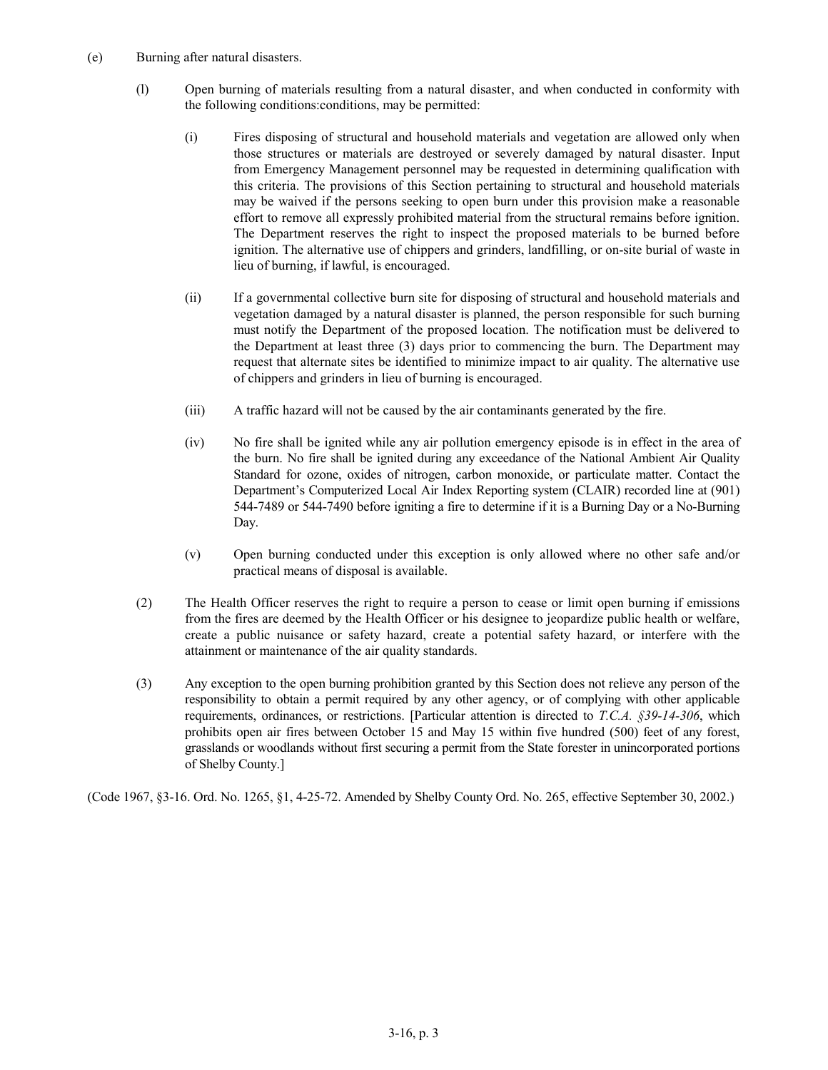(e) Burning after natural disasters.

(l) Open burning of materials resulting from a natural disaster, and when conducted in conformity with the following conditions:conditions, may be permitted:

(i) Fires disposing of structural and household materials and vegetation are allowed only when those structures or materials are destroyed or severely damaged by natural disaster. Input from Emergency Management personnel may be requested in determining qualification with this criteria. The provisions of this Section pertaining to structural and household materials may be waived if the persons seeking to open burn under this provision make a reasonable effort to remove all expressly prohibited material from the structural remains before ignition. The Department reserves the right to inspect the proposed materials to be burned before ignition. The alternative use of chippers and grinders, landfilling, or on-site burial of waste in lieu of burning, if lawful, is encouraged.

(ii) If a governmental collective burn site for disposing of structural and household materials and vegetation damaged by a natural disaster is planned, the person responsible for such burning must notify the Department of the proposed location. The notification must be delivered to the Department at least three (3) days prior to commencing the burn. The Department may request that alternate sites be identified to minimize impact to air quality. The alternative use of chippers and grinders in lieu of burning is encouraged.

(iii) A traffic hazard will not be caused by the air contaminants generated by the fire.

(iv) No fire shall be ignited while any air pollution emergency episode is in effect in the area of the burn. No fire shall be ignited during any exceedance of the National Ambient Air Quality Standard for ozone, oxides of nitrogen, carbon monoxide, or particulate matter. Contact the Department's Computerized Local Air Index Reporting system (CLAIR) recorded line at (901) 544-7489 or 544-7490 before igniting a fire to determine if it is a Burning Day or a No-Burning Day.

(v) Open burning conducted under this exception is only allowed where no other safe and/or practical means of disposal is available.

(2) The Health Officer reserves the right to require a person to cease or limit open burning if emissions from the fires are deemed by the Health Officer or his designee to jeopardize public health or welfare, create a public nuisance or safety hazard, create a potential safety hazard, or interfere with the attainment or maintenance of the air quality standards.

(3) Any exception to the open burning prohibition granted by this Section does not relieve any person of the responsibility to obtain a permit required by any other agency, or of complying with other applicable requirements, ordinances, or restrictions. [Particular attention is directed to *T.C.A. §39-14-306*, which prohibits open air fires between October 15 and May 15 within five hundred (500) feet of any forest, grasslands or woodlands without first securing a permit from the State forester in unincorporated portions of Shelby County.]

(Code 1967, §3-16. Ord. No. 1265, §1, 4-25-72. Amended by Shelby County Ord. No. 265, effective September 30, 2002.)